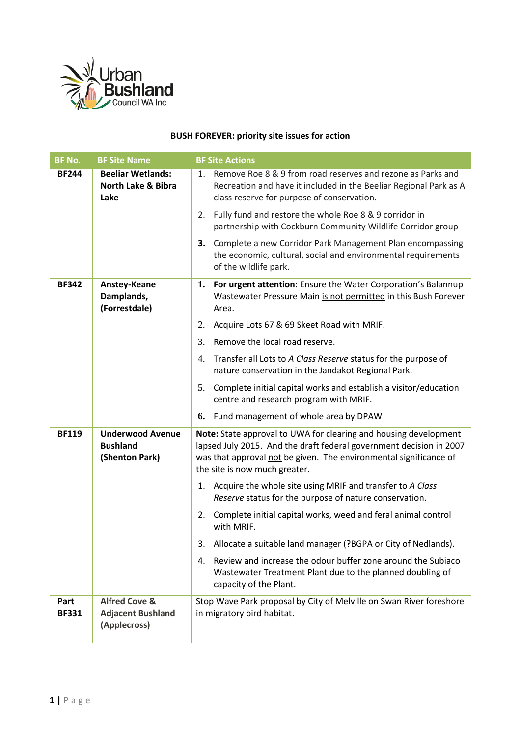Urban Bushland Council WA Inc

## BUSH FOREVER: priority site issues for action

| BF No. | BF Site Name | BF Site Actions |
|---|---|---|
| **BF244** | **Beeliar Wetlands: North Lake & Bibra Lake** | 1. Remove Roe 8 & 9 from road reserves and rezone as Parks and Recreation and have it included in the Beeliar Regional Park as A class reserve for purpose of conservation.<br><br>2. Fully fund and restore the whole Roe 8 & 9 corridor in partnership with Cockburn Community Wildlife Corridor group<br><br>**3.** Complete a new Corridor Park Management Plan encompassing the economic, cultural, social and environmental requirements of the wildlife park. |
| **BF342** | **Anstey-Keane Damplands, (Forrestdale)** | **1.** **For urgent attention**: Ensure the Water Corporation's Balannup Wastewater Pressure Main <u>is not permitted</u> in this Bush Forever Area.<br><br>2. Acquire Lots 67 & 69 Skeet Road with MRIF.<br><br>3. Remove the local road reserve.<br><br>4. Transfer all Lots to *A Class Reserve* status for the purpose of nature conservation in the Jandakot Regional Park.<br><br>5. Complete initial capital works and establish a visitor/education centre and research program with MRIF.<br><br>**6.** Fund management of whole area by DPAW |
| **BF119** | **Underwood Avenue Bushland (Shenton Park)** | **Note:** State approval to UWA for clearing and housing development lapsed July 2015. And the draft federal government decision in 2007 was that approval <u>not</u> be given. The environmental significance of the site is now much greater.<br><br>1. Acquire the whole site using MRIF and transfer to *A Class Reserve* status for the purpose of nature conservation.<br><br>2. Complete initial capital works, weed and feral animal control with MRIF.<br><br>3. Allocate a suitable land manager (?BGPA or City of Nedlands).<br><br>4. Review and increase the odour buffer zone around the Subiaco Wastewater Treatment Plant due to the planned doubling of capacity of the Plant. |
| **Part BF331** | **Alfred Cove & Adjacent Bushland (Applecross)** | Stop Wave Park proposal by City of Melville on Swan River foreshore in migratory bird habitat. |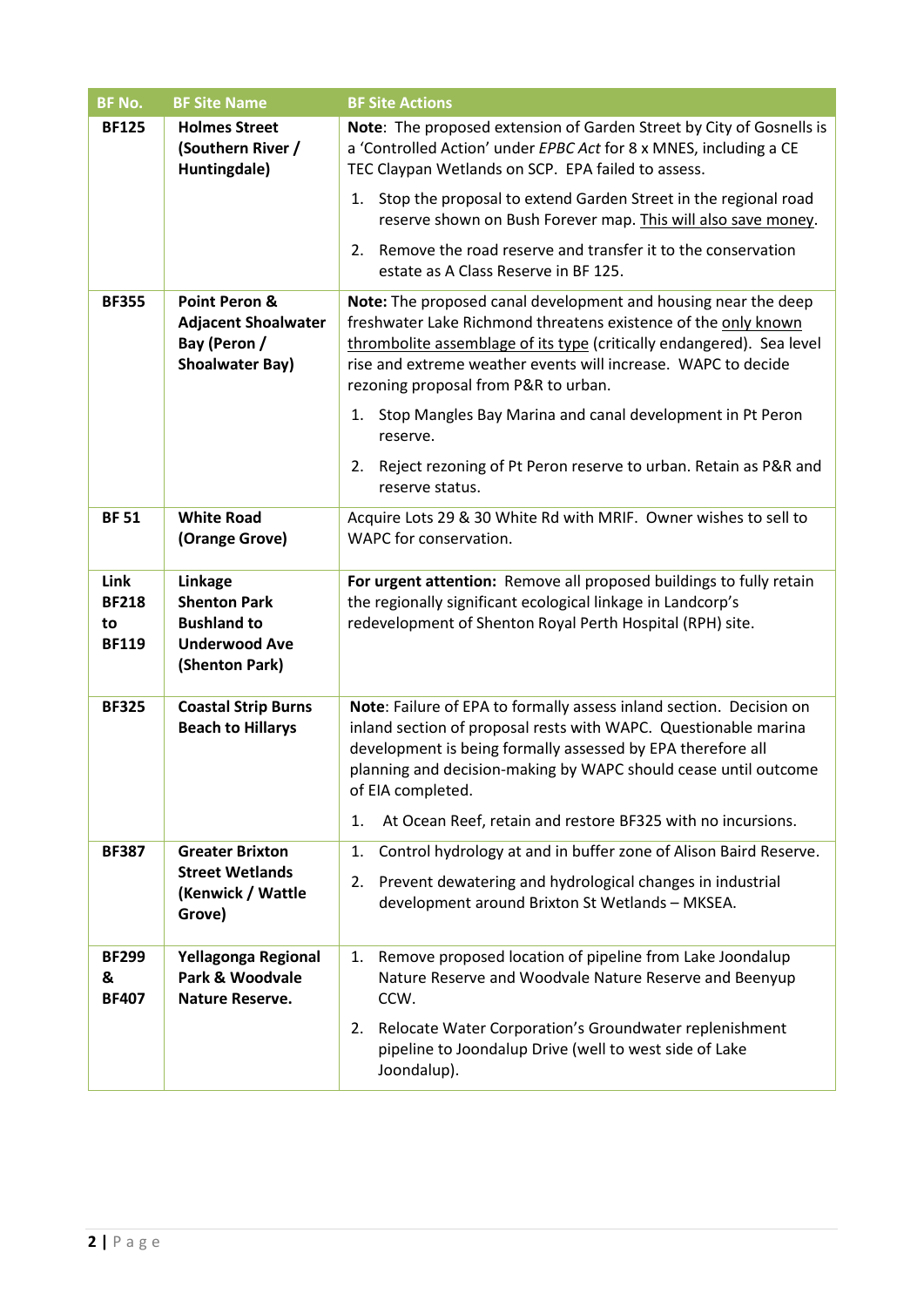| BF No. | BF Site Name | BF Site Actions |
|---|---|---|
| **BF125** | **Holmes Street (Southern River / Huntingdale)** | **Note**: The proposed extension of Garden Street by City of Gosnells is a 'Controlled Action' under *EPBC Act* for 8 x MNES, including a CE TEC Claypan Wetlands on SCP. EPA failed to assess.<br><br>1. Stop the proposal to extend Garden Street in the regional road reserve shown on Bush Forever map. <u>This will also save money</u>.<br><br>2. Remove the road reserve and transfer it to the conservation estate as A Class Reserve in BF 125. |
| **BF355** | **Point Peron & Adjacent Shoalwater Bay (Peron / Shoalwater Bay)** | **Note:** The proposed canal development and housing near the deep freshwater Lake Richmond threatens existence of the <u>only known thrombolite assemblage of its type</u> (critically endangered). Sea level rise and extreme weather events will increase. WAPC to decide rezoning proposal from P&R to urban.<br><br>1. Stop Mangles Bay Marina and canal development in Pt Peron reserve.<br><br>2. Reject rezoning of Pt Peron reserve to urban. Retain as P&R and reserve status. |
| **BF 51** | **White Road (Orange Grove)** | Acquire Lots 29 & 30 White Rd with MRIF. Owner wishes to sell to WAPC for conservation. |
| **Link BF218 to BF119** | **Linkage Shenton Park Bushland to Underwood Ave (Shenton Park)** | **For urgent attention:** Remove all proposed buildings to fully retain the regionally significant ecological linkage in Landcorp's redevelopment of Shenton Royal Perth Hospital (RPH) site. |
| **BF325** | **Coastal Strip Burns Beach to Hillarys** | **Note**: Failure of EPA to formally assess inland section. Decision on inland section of proposal rests with WAPC. Questionable marina development is being formally assessed by EPA therefore all planning and decision-making by WAPC should cease until outcome of EIA completed.<br><br>1. At Ocean Reef, retain and restore BF325 with no incursions. |
| **BF387** | **Greater Brixton Street Wetlands (Kenwick / Wattle Grove)** | 1. Control hydrology at and in buffer zone of Alison Baird Reserve.<br><br>2. Prevent dewatering and hydrological changes in industrial development around Brixton St Wetlands – MKSEA. |
| **BF299 & BF407** | **Yellagonga Regional Park & Woodvale Nature Reserve.** | 1. Remove proposed location of pipeline from Lake Joondalup Nature Reserve and Woodvale Nature Reserve and Beenyup CCW.<br><br>2. Relocate Water Corporation's Groundwater replenishment pipeline to Joondalup Drive (well to west side of Lake Joondalup). |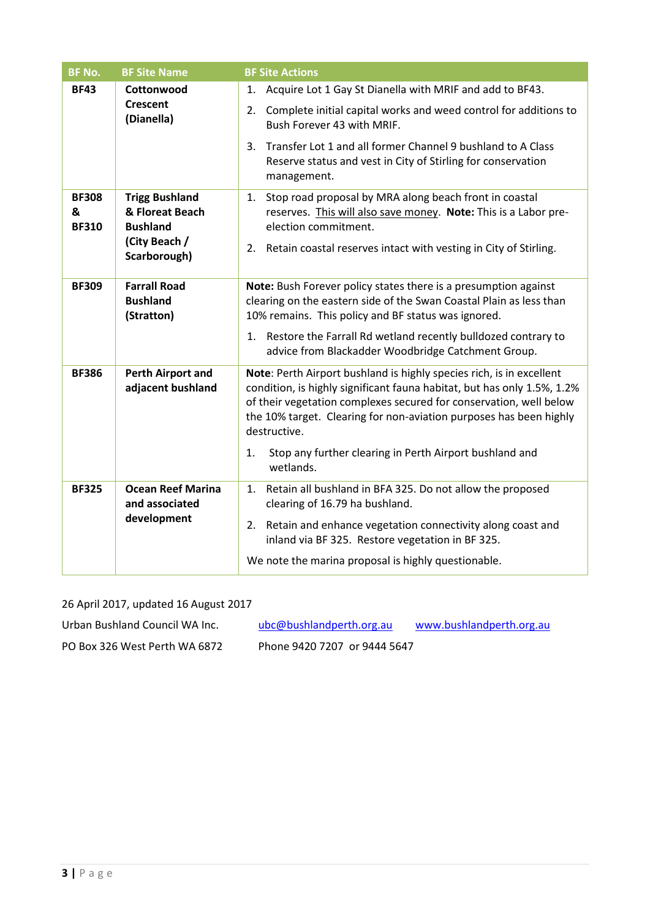| BF No. | BF Site Name | BF Site Actions |
|---|---|---|
| **BF43** | **Cottonwood Crescent (Dianella)** | 1. Acquire Lot 1 Gay St Dianella with MRIF and add to BF43.<br>2. Complete initial capital works and weed control for additions to Bush Forever 43 with MRIF.<br>3. Transfer Lot 1 and all former Channel 9 bushland to A Class Reserve status and vest in City of Stirling for conservation management. |
| **BF308 & BF310** | **Trigg Bushland & Floreat Beach Bushland (City Beach / Scarborough)** | 1. Stop road proposal by MRA along beach front in coastal reserves. This will also save money. **Note:** This is a Labor pre-election commitment.<br>2. Retain coastal reserves intact with vesting in City of Stirling. |
| **BF309** | **Farrall Road Bushland (Stratton)** | **Note:** Bush Forever policy states there is a presumption against clearing on the eastern side of the Swan Coastal Plain as less than 10% remains. This policy and BF status was ignored.<br>1. Restore the Farrall Rd wetland recently bulldozed contrary to advice from Blackadder Woodbridge Catchment Group. |
| **BF386** | **Perth Airport and adjacent bushland** | **Note**: Perth Airport bushland is highly species rich, is in excellent condition, is highly significant fauna habitat, but has only 1.5%, 1.2% of their vegetation complexes secured for conservation, well below the 10% target. Clearing for non-aviation purposes has been highly destructive.<br>1. Stop any further clearing in Perth Airport bushland and wetlands. |
| **BF325** | **Ocean Reef Marina and associated development** | 1. Retain all bushland in BFA 325. Do not allow the proposed clearing of 16.79 ha bushland.<br>2. Retain and enhance vegetation connectivity along coast and inland via BF 325. Restore vegetation in BF 325.<br>We note the marina proposal is highly questionable. |

26 April 2017, updated 16 August 2017

Urban Bushland Council WA Inc. ubc@bushlandperth.org.au www.bushlandperth.org.au

PO Box 326 West Perth WA 6872 Phone 9420 7207 or 9444 5647